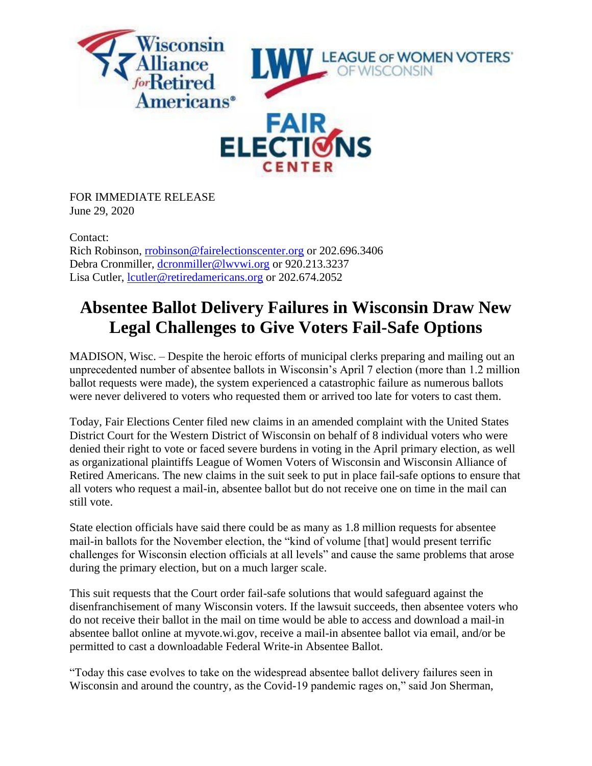FOR IMMEDIATE RELEASE
June 29, 2020

Contact:
Rich Robinson, rrobinson@fairelectionscenter.org or 202.696.3406
Debra Cronmiller, dcronmiller@lwvwi.org or 920.213.3237
Lisa Cutler, lcutler@retiredamericans.org or 202.674.2052

# Absentee Ballot Delivery Failures in Wisconsin Draw New Legal Challenges to Give Voters Fail-Safe Options

MADISON, Wisc. – Despite the heroic efforts of municipal clerks preparing and mailing out an unprecedented number of absentee ballots in Wisconsin's April 7 election (more than 1.2 million ballot requests were made), the system experienced a catastrophic failure as numerous ballots were never delivered to voters who requested them or arrived too late for voters to cast them.

Today, Fair Elections Center filed new claims in an amended complaint with the United States District Court for the Western District of Wisconsin on behalf of 8 individual voters who were denied their right to vote or faced severe burdens in voting in the April primary election, as well as organizational plaintiffs League of Women Voters of Wisconsin and Wisconsin Alliance of Retired Americans. The new claims in the suit seek to put in place fail-safe options to ensure that all voters who request a mail-in, absentee ballot but do not receive one on time in the mail can still vote.

State election officials have said there could be as many as 1.8 million requests for absentee mail-in ballots for the November election, the "kind of volume [that] would present terrific challenges for Wisconsin election officials at all levels" and cause the same problems that arose during the primary election, but on a much larger scale.

This suit requests that the Court order fail-safe solutions that would safeguard against the disenfranchisement of many Wisconsin voters. If the lawsuit succeeds, then absentee voters who do not receive their ballot in the mail on time would be able to access and download a mail-in absentee ballot online at myvote.wi.gov, receive a mail-in absentee ballot via email, and/or be permitted to cast a downloadable Federal Write-in Absentee Ballot.

"Today this case evolves to take on the widespread absentee ballot delivery failures seen in Wisconsin and around the country, as the Covid-19 pandemic rages on," said Jon Sherman,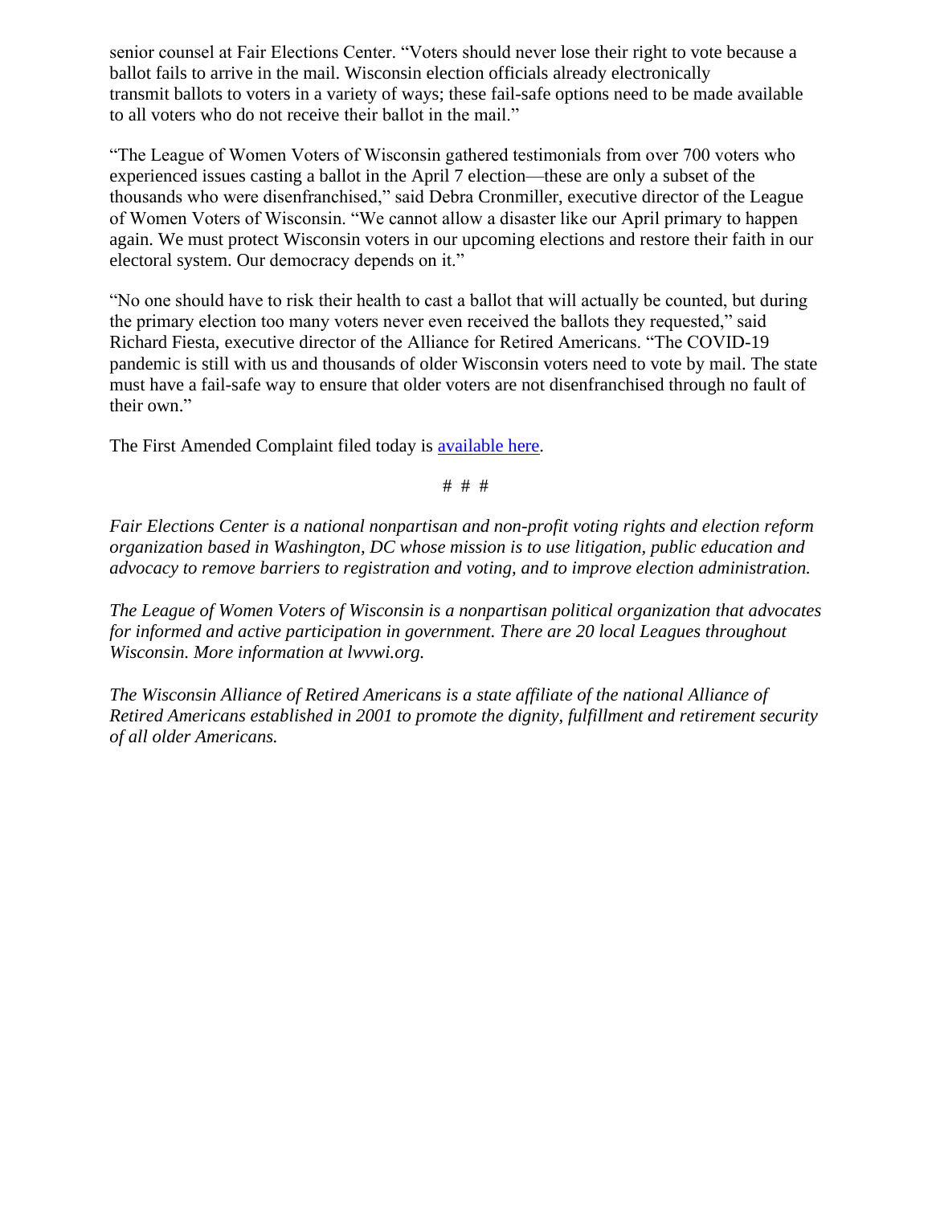senior counsel at Fair Elections Center. "Voters should never lose their right to vote because a ballot fails to arrive in the mail. Wisconsin election officials already electronically transmit ballots to voters in a variety of ways; these fail-safe options need to be made available to all voters who do not receive their ballot in the mail."

"The League of Women Voters of Wisconsin gathered testimonials from over 700 voters who experienced issues casting a ballot in the April 7 election—these are only a subset of the thousands who were disenfranchised," said Debra Cronmiller, executive director of the League of Women Voters of Wisconsin. "We cannot allow a disaster like our April primary to happen again. We must protect Wisconsin voters in our upcoming elections and restore their faith in our electoral system. Our democracy depends on it."

"No one should have to risk their health to cast a ballot that will actually be counted, but during the primary election too many voters never even received the ballots they requested," said Richard Fiesta, executive director of the Alliance for Retired Americans. "The COVID-19 pandemic is still with us and thousands of older Wisconsin voters need to vote by mail. The state must have a fail-safe way to ensure that older voters are not disenfranchised through no fault of their own."

The First Amended Complaint filed today is [available here](#).

# # #

*Fair Elections Center is a national nonpartisan and non-profit voting rights and election reform organization based in Washington, DC whose mission is to use litigation, public education and advocacy to remove barriers to registration and voting, and to improve election administration.*

*The League of Women Voters of Wisconsin is a nonpartisan political organization that advocates for informed and active participation in government. There are 20 local Leagues throughout Wisconsin. More information at lwvwi.org.*

*The Wisconsin Alliance of Retired Americans is a state affiliate of the national Alliance of Retired Americans established in 2001 to promote the dignity, fulfillment and retirement security of all older Americans.*